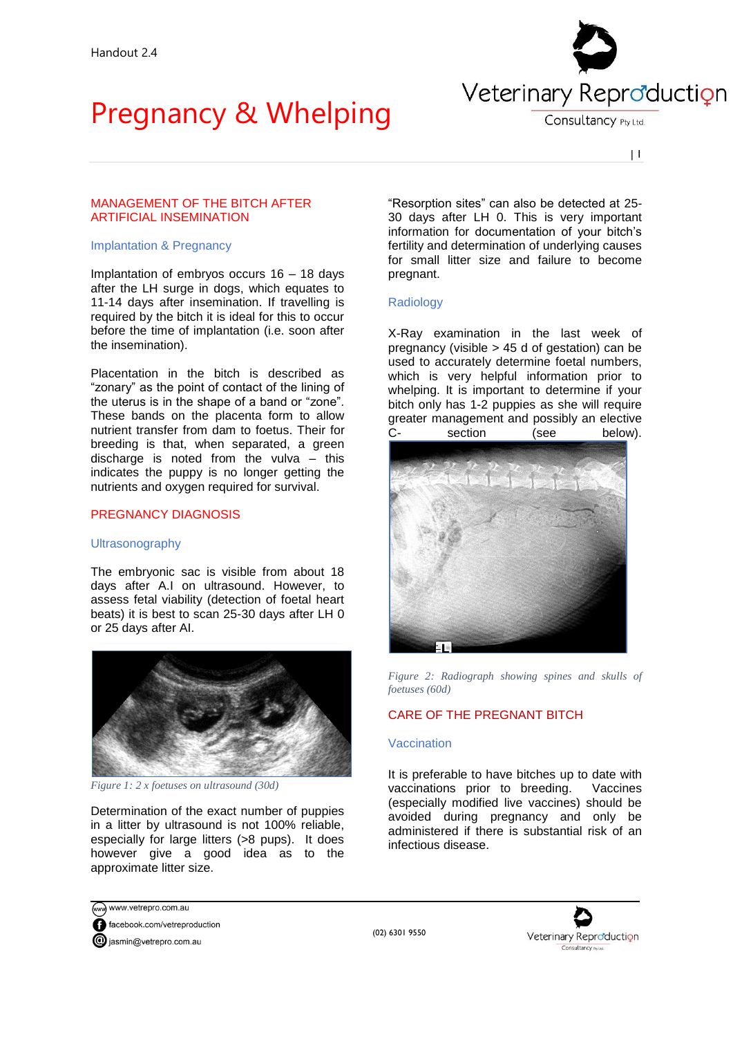Handout 2.4

# Pregnancy & Whelping

## MANAGEMENT OF THE BITCH AFTER ARTIFICIAL INSEMINATION

### Implantation & Pregnancy

Implantation of embryos occurs 16 – 18 days after the LH surge in dogs, which equates to 11-14 days after insemination. If travelling is required by the bitch it is ideal for this to occur before the time of implantation (i.e. soon after the insemination).

Placentation in the bitch is described as "zonary" as the point of contact of the lining of the uterus is in the shape of a band or "zone". These bands on the placenta form to allow nutrient transfer from dam to foetus. Their for breeding is that, when separated, a green discharge is noted from the vulva – this indicates the puppy is no longer getting the nutrients and oxygen required for survival.

## PREGNANCY DIAGNOSIS

### Ultrasonography

The embryonic sac is visible from about 18 days after A.I on ultrasound. However, to assess fetal viability (detection of foetal heart beats) it is best to scan 25-30 days after LH 0 or 25 days after AI.

*Figure 1: 2 x foetuses on ultrasound (30d)*

Determination of the exact number of puppies in a litter by ultrasound is not 100% reliable, especially for large litters (>8 pups). It does however give a good idea as to the approximate litter size.

"Resorption sites" can also be detected at 25-30 days after LH 0. This is very important information for documentation of your bitch's fertility and determination of underlying causes for small litter size and failure to become pregnant.

### Radiology

X-Ray examination in the last week of pregnancy (visible > 45 d of gestation) can be used to accurately determine foetal numbers, which is very helpful information prior to whelping. It is important to determine if your bitch only has 1-2 puppies as she will require greater management and possibly an elective C- section (see below).

*Figure 2: Radiograph showing spines and skulls of foetuses (60d)*

## CARE OF THE PREGNANT BITCH

### Vaccination

It is preferable to have bitches up to date with vaccinations prior to breeding. Vaccines (especially modified live vaccines) should be avoided during pregnancy and only be administered if there is substantial risk of an infectious disease.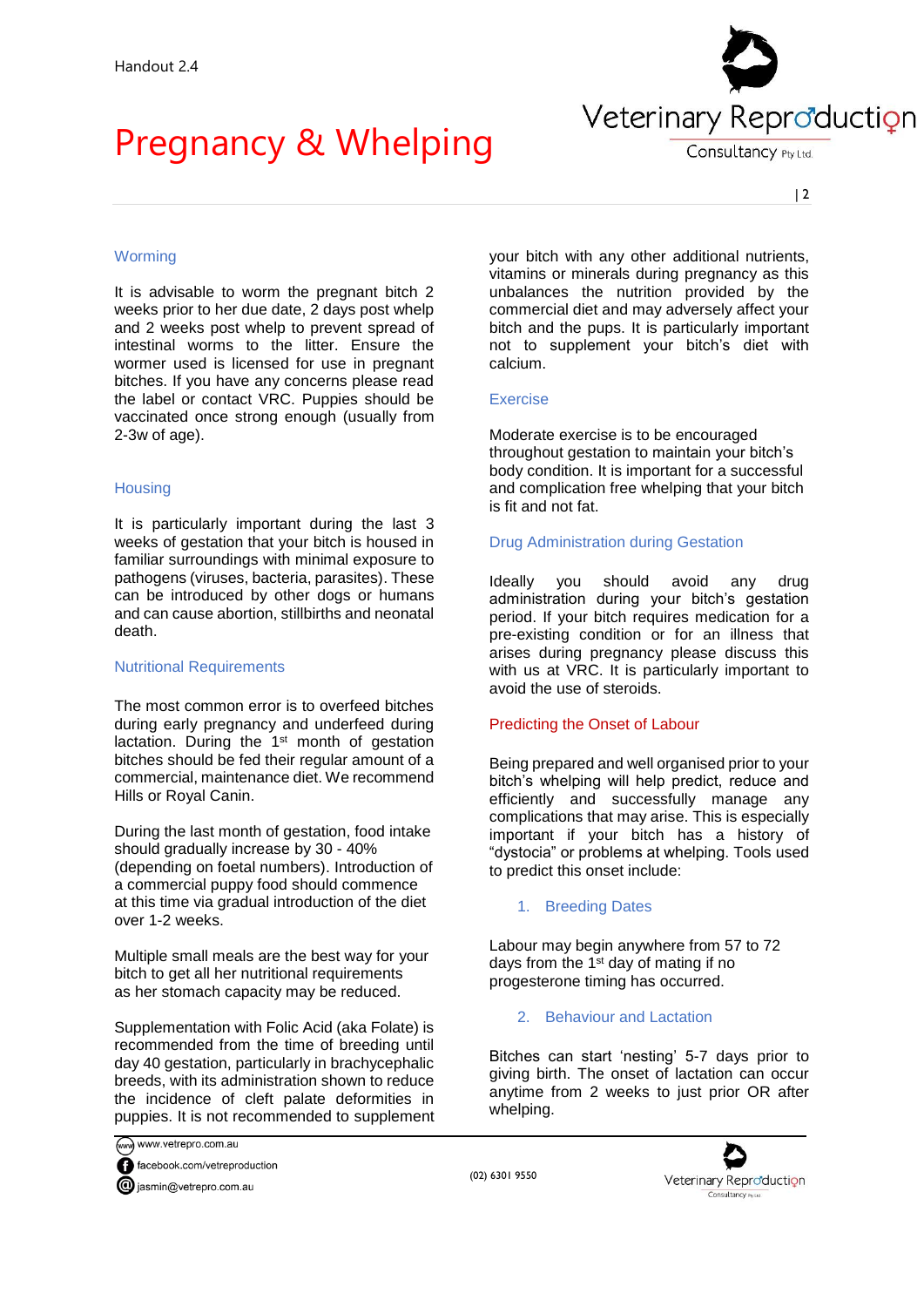## Worming

It is advisable to worm the pregnant bitch 2 weeks prior to her due date, 2 days post whelp and 2 weeks post whelp to prevent spread of intestinal worms to the litter. Ensure the wormer used is licensed for use in pregnant bitches. If you have any concerns please read the label or contact VRC. Puppies should be vaccinated once strong enough (usually from 2-3w of age).

## Housing

It is particularly important during the last 3 weeks of gestation that your bitch is housed in familiar surroundings with minimal exposure to pathogens (viruses, bacteria, parasites). These can be introduced by other dogs or humans and can cause abortion, stillbirths and neonatal death.

## Nutritional Requirements

The most common error is to overfeed bitches during early pregnancy and underfeed during lactation. During the 1st month of gestation bitches should be fed their regular amount of a commercial, maintenance diet. We recommend Hills or Royal Canin.

During the last month of gestation, food intake should gradually increase by 30 - 40% (depending on foetal numbers). Introduction of a commercial puppy food should commence at this time via gradual introduction of the diet over 1-2 weeks.

Multiple small meals are the best way for your bitch to get all her nutritional requirements as her stomach capacity may be reduced.

Supplementation with Folic Acid (aka Folate) is recommended from the time of breeding until day 40 gestation, particularly in brachycephalic breeds, with its administration shown to reduce the incidence of cleft palate deformities in puppies. It is not recommended to supplement your bitch with any other additional nutrients, vitamins or minerals during pregnancy as this unbalances the nutrition provided by the commercial diet and may adversely affect your bitch and the pups. It is particularly important not to supplement your bitch's diet with calcium.

## Exercise

Moderate exercise is to be encouraged throughout gestation to maintain your bitch's body condition. It is important for a successful and complication free whelping that your bitch is fit and not fat.

## Drug Administration during Gestation

Ideally you should avoid any drug administration during your bitch's gestation period. If your bitch requires medication for a pre-existing condition or for an illness that arises during pregnancy please discuss this with us at VRC. It is particularly important to avoid the use of steroids.

## Predicting the Onset of Labour

Being prepared and well organised prior to your bitch's whelping will help predict, reduce and efficiently and successfully manage any complications that may arise. This is especially important if your bitch has a history of "dystocia" or problems at whelping. Tools used to predict this onset include:

### 1. Breeding Dates

Labour may begin anywhere from 57 to 72 days from the 1st day of mating if no progesterone timing has occurred.

### 2. Behaviour and Lactation

Bitches can start 'nesting' 5-7 days prior to giving birth. The onset of lactation can occur anytime from 2 weeks to just prior OR after whelping.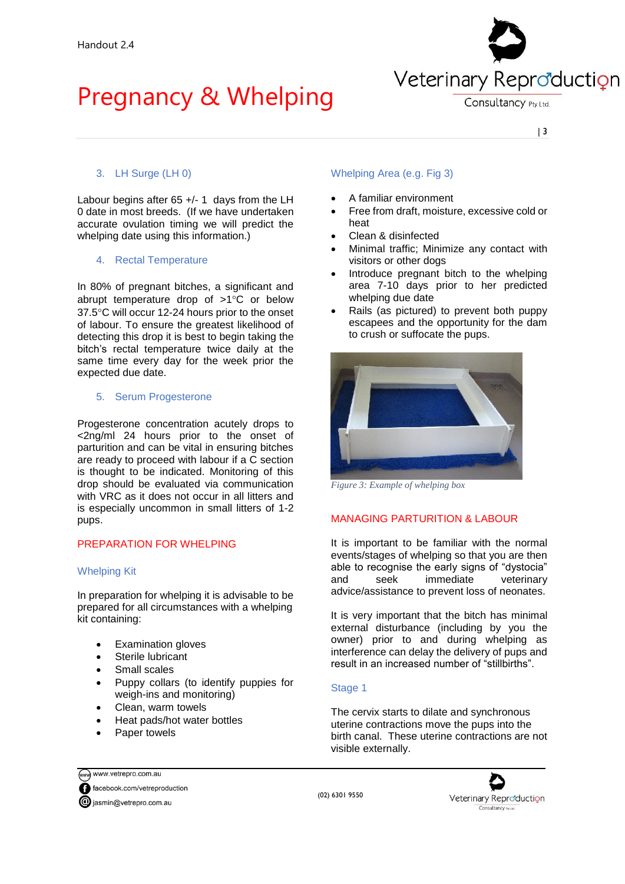### 3. LH Surge (LH 0)

Labour begins after 65 +/- 1 days from the LH 0 date in most breeds. (If we have undertaken accurate ovulation timing we will predict the whelping date using this information.)

### 4. Rectal Temperature

In 80% of pregnant bitches, a significant and abrupt temperature drop of >1°C or below 37.5°C will occur 12-24 hours prior to the onset of labour. To ensure the greatest likelihood of detecting this drop it is best to begin taking the bitch's rectal temperature twice daily at the same time every day for the week prior the expected due date.

### 5. Serum Progesterone

Progesterone concentration acutely drops to <2ng/ml 24 hours prior to the onset of parturition and can be vital in ensuring bitches are ready to proceed with labour if a C section is thought to be indicated. Monitoring of this drop should be evaluated via communication with VRC as it does not occur in all litters and is especially uncommon in small litters of 1-2 pups.

## PREPARATION FOR WHELPING

### Whelping Kit

In preparation for whelping it is advisable to be prepared for all circumstances with a whelping kit containing:

- Examination gloves
- Sterile lubricant
- Small scales
- Puppy collars (to identify puppies for weigh-ins and monitoring)
- Clean, warm towels
- Heat pads/hot water bottles
- Paper towels

### Whelping Area (e.g. Fig 3)

- A familiar environment
- Free from draft, moisture, excessive cold or heat
- Clean & disinfected
- Minimal traffic; Minimize any contact with visitors or other dogs
- Introduce pregnant bitch to the whelping area 7-10 days prior to her predicted whelping due date
- Rails (as pictured) to prevent both puppy escapees and the opportunity for the dam to crush or suffocate the pups.

*Figure 3: Example of whelping box*

## MANAGING PARTURITION & LABOUR

It is important to be familiar with the normal events/stages of whelping so that you are then able to recognise the early signs of "dystocia" and seek immediate veterinary advice/assistance to prevent loss of neonates.

It is very important that the bitch has minimal external disturbance (including by you the owner) prior to and during whelping as interference can delay the delivery of pups and result in an increased number of "stillbirths".

### Stage 1

The cervix starts to dilate and synchronous uterine contractions move the pups into the birth canal. These uterine contractions are not visible externally.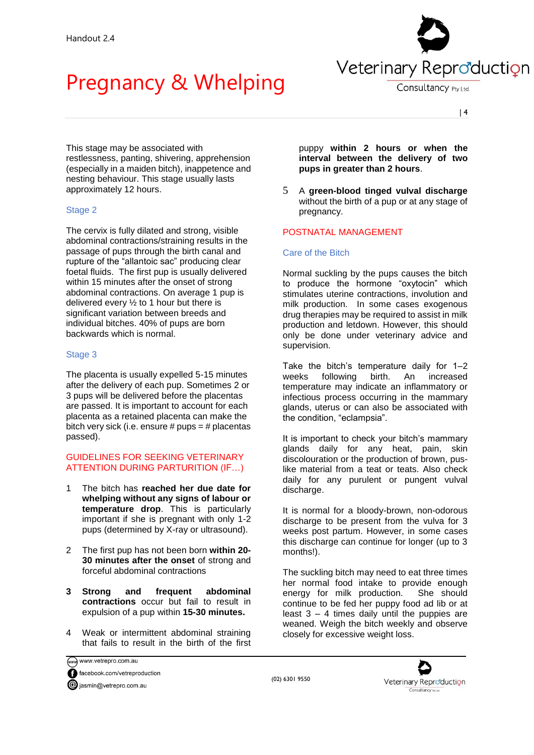This stage may be associated with restlessness, panting, shivering, apprehension (especially in a maiden bitch), inappetence and nesting behaviour. This stage usually lasts approximately 12 hours.

### Stage 2

The cervix is fully dilated and strong, visible abdominal contractions/straining results in the passage of pups through the birth canal and rupture of the "allantoic sac" producing clear foetal fluids. The first pup is usually delivered within 15 minutes after the onset of strong abdominal contractions. On average 1 pup is delivered every ½ to 1 hour but there is significant variation between breeds and individual bitches. 40% of pups are born backwards which is normal.

### Stage 3

The placenta is usually expelled 5-15 minutes after the delivery of each pup. Sometimes 2 or 3 pups will be delivered before the placentas are passed. It is important to account for each placenta as a retained placenta can make the bitch very sick (i.e. ensure # pups = # placentas passed).

## GUIDELINES FOR SEEKING VETERINARY ATTENTION DURING PARTURITION (IF…)

1. The bitch has **reached her due date for whelping without any signs of labour or temperature drop**. This is particularly important if she is pregnant with only 1-2 pups (determined by X-ray or ultrasound).

2. The first pup has not been born **within 20-30 minutes after the onset** of strong and forceful abdominal contractions

3. **Strong and frequent abdominal contractions** occur but fail to result in expulsion of a pup within **15-30 minutes.**

4. Weak or intermittent abdominal straining that fails to result in the birth of the first puppy **within 2 hours or when the interval between the delivery of two pups in greater than 2 hours**.

5. A **green-blood tinged vulval discharge** without the birth of a pup or at any stage of pregnancy.

## POSTNATAL MANAGEMENT

### Care of the Bitch

Normal suckling by the pups causes the bitch to produce the hormone "oxytocin" which stimulates uterine contractions, involution and milk production. In some cases exogenous drug therapies may be required to assist in milk production and letdown. However, this should only be done under veterinary advice and supervision.

Take the bitch's temperature daily for 1–2 weeks following birth. An increased temperature may indicate an inflammatory or infectious process occurring in the mammary glands, uterus or can also be associated with the condition, "eclampsia".

It is important to check your bitch's mammary glands daily for any heat, pain, skin discolouration or the production of brown, pus-like material from a teat or teats. Also check daily for any purulent or pungent vulval discharge.

It is normal for a bloody-brown, non-odorous discharge to be present from the vulva for 3 weeks post partum. However, in some cases this discharge can continue for longer (up to 3 months!).

The suckling bitch may need to eat three times her normal food intake to provide enough energy for milk production. She should continue to be fed her puppy food ad lib or at least 3 – 4 times daily until the puppies are weaned. Weigh the bitch weekly and observe closely for excessive weight loss.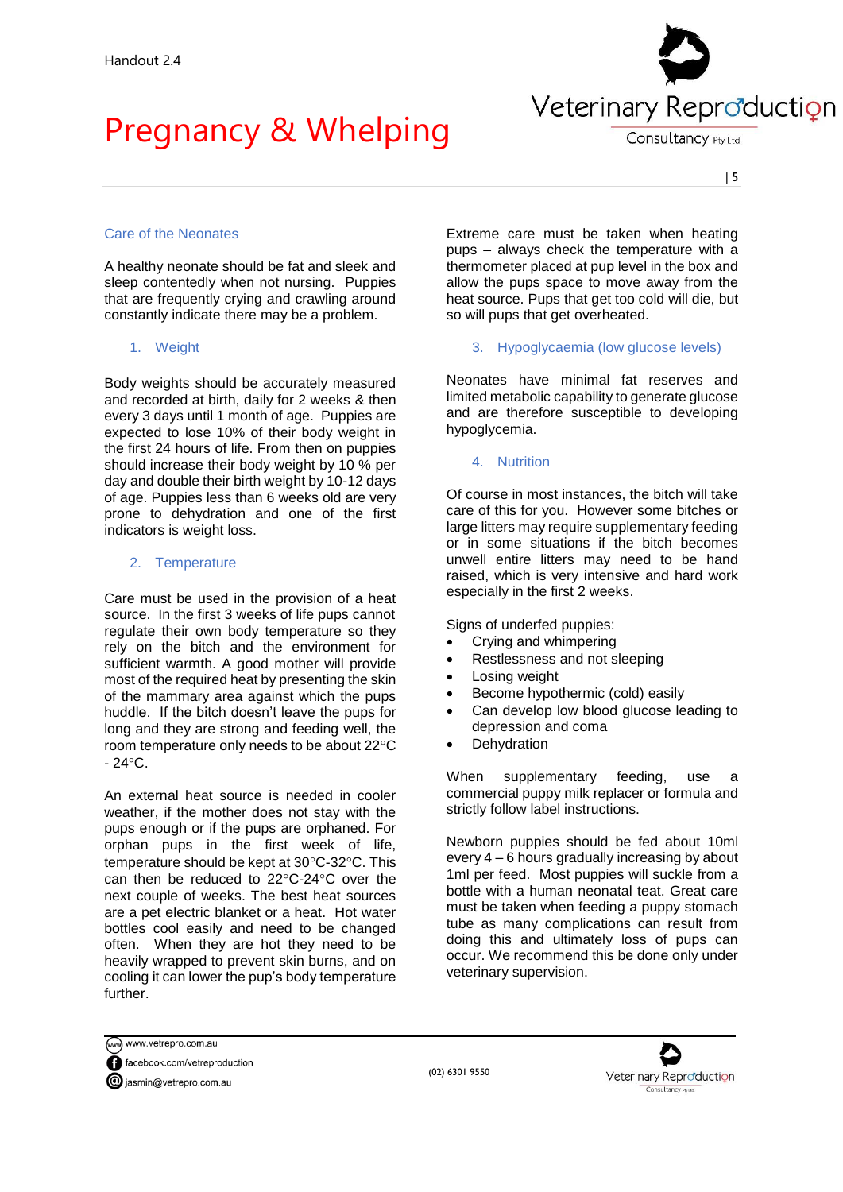## Care of the Neonates

A healthy neonate should be fat and sleek and sleep contentedly when not nursing. Puppies that are frequently crying and crawling around constantly indicate there may be a problem.

### 1. Weight

Body weights should be accurately measured and recorded at birth, daily for 2 weeks & then every 3 days until 1 month of age. Puppies are expected to lose 10% of their body weight in the first 24 hours of life. From then on puppies should increase their body weight by 10 % per day and double their birth weight by 10-12 days of age. Puppies less than 6 weeks old are very prone to dehydration and one of the first indicators is weight loss.

### 2. Temperature

Care must be used in the provision of a heat source. In the first 3 weeks of life pups cannot regulate their own body temperature so they rely on the bitch and the environment for sufficient warmth. A good mother will provide most of the required heat by presenting the skin of the mammary area against which the pups huddle. If the bitch doesn't leave the pups for long and they are strong and feeding well, the room temperature only needs to be about 22°C - 24°C.

An external heat source is needed in cooler weather, if the mother does not stay with the pups enough or if the pups are orphaned. For orphan pups in the first week of life, temperature should be kept at 30°C-32°C. This can then be reduced to 22°C-24°C over the next couple of weeks. The best heat sources are a pet electric blanket or a heat. Hot water bottles cool easily and need to be changed often. When they are hot they need to be heavily wrapped to prevent skin burns, and on cooling it can lower the pup's body temperature further.

Extreme care must be taken when heating pups – always check the temperature with a thermometer placed at pup level in the box and allow the pups space to move away from the heat source. Pups that get too cold will die, but so will pups that get overheated.

### 3. Hypoglycaemia (low glucose levels)

Neonates have minimal fat reserves and limited metabolic capability to generate glucose and are therefore susceptible to developing hypoglycemia.

### 4. Nutrition

Of course in most instances, the bitch will take care of this for you. However some bitches or large litters may require supplementary feeding or in some situations if the bitch becomes unwell entire litters may need to be hand raised, which is very intensive and hard work especially in the first 2 weeks.

Signs of underfed puppies:

- Crying and whimpering
- Restlessness and not sleeping
- Losing weight
- Become hypothermic (cold) easily
- Can develop low blood glucose leading to depression and coma
- Dehydration

When supplementary feeding, use a commercial puppy milk replacer or formula and strictly follow label instructions.

Newborn puppies should be fed about 10ml every 4 – 6 hours gradually increasing by about 1ml per feed. Most puppies will suckle from a bottle with a human neonatal teat. Great care must be taken when feeding a puppy stomach tube as many complications can result from doing this and ultimately loss of pups can occur. We recommend this be done only under veterinary supervision.